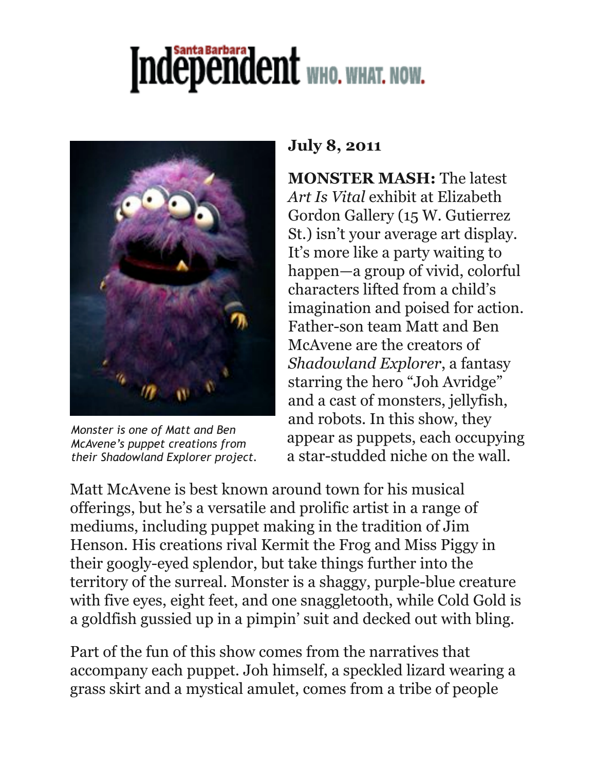# Santa Barbara Independent WHO. WHAT. NOW.

Monster is one of Matt and Ben McAvene's puppet creations from their Shadowland Explorer project.

**July 8, 2011**

**MONSTER MASH:** The latest *Art Is Vital* exhibit at Elizabeth Gordon Gallery (15 W. Gutierrez St.) isn't your average art display. It's more like a party waiting to happen—a group of vivid, colorful characters lifted from a child's imagination and poised for action. Father-son team Matt and Ben McAvene are the creators of *Shadowland Explorer*, a fantasy starring the hero "Joh Avridge" and a cast of monsters, jellyfish, and robots. In this show, they appear as puppets, each occupying a star-studded niche on the wall.

Matt McAvene is best known around town for his musical offerings, but he's a versatile and prolific artist in a range of mediums, including puppet making in the tradition of Jim Henson. His creations rival Kermit the Frog and Miss Piggy in their googly-eyed splendor, but take things further into the territory of the surreal. Monster is a shaggy, purple-blue creature with five eyes, eight feet, and one snaggletooth, while Cold Gold is a goldfish gussied up in a pimpin' suit and decked out with bling.

Part of the fun of this show comes from the narratives that accompany each puppet. Joh himself, a speckled lizard wearing a grass skirt and a mystical amulet, comes from a tribe of people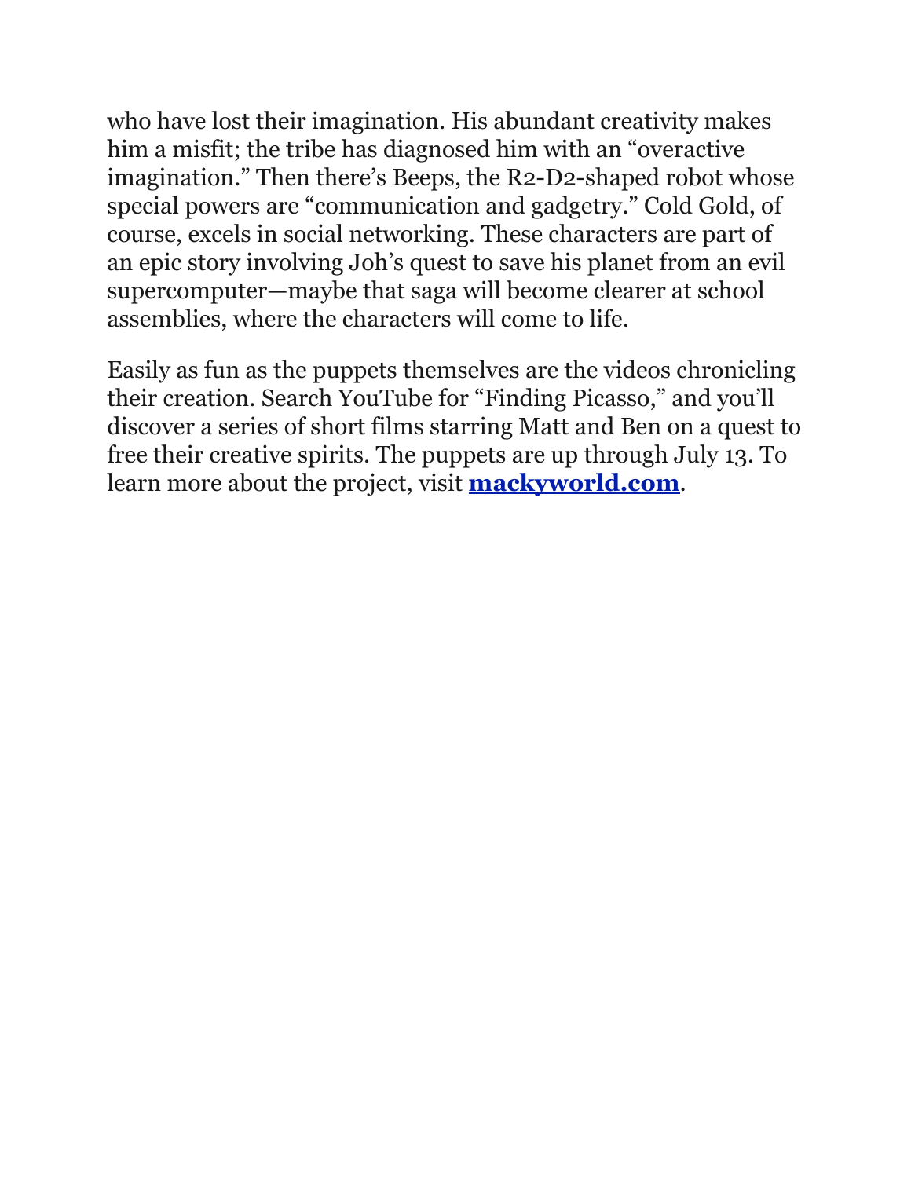who have lost their imagination. His abundant creativity makes him a misfit; the tribe has diagnosed him with an "overactive imagination." Then there's Beeps, the R2-D2-shaped robot whose special powers are "communication and gadgetry." Cold Gold, of course, excels in social networking. These characters are part of an epic story involving Joh's quest to save his planet from an evil supercomputer—maybe that saga will become clearer at school assemblies, where the characters will come to life.

Easily as fun as the puppets themselves are the videos chronicling their creation. Search YouTube for "Finding Picasso," and you'll discover a series of short films starring Matt and Ben on a quest to free their creative spirits. The puppets are up through July 13. To learn more about the project, visit **mackyworld.com**.